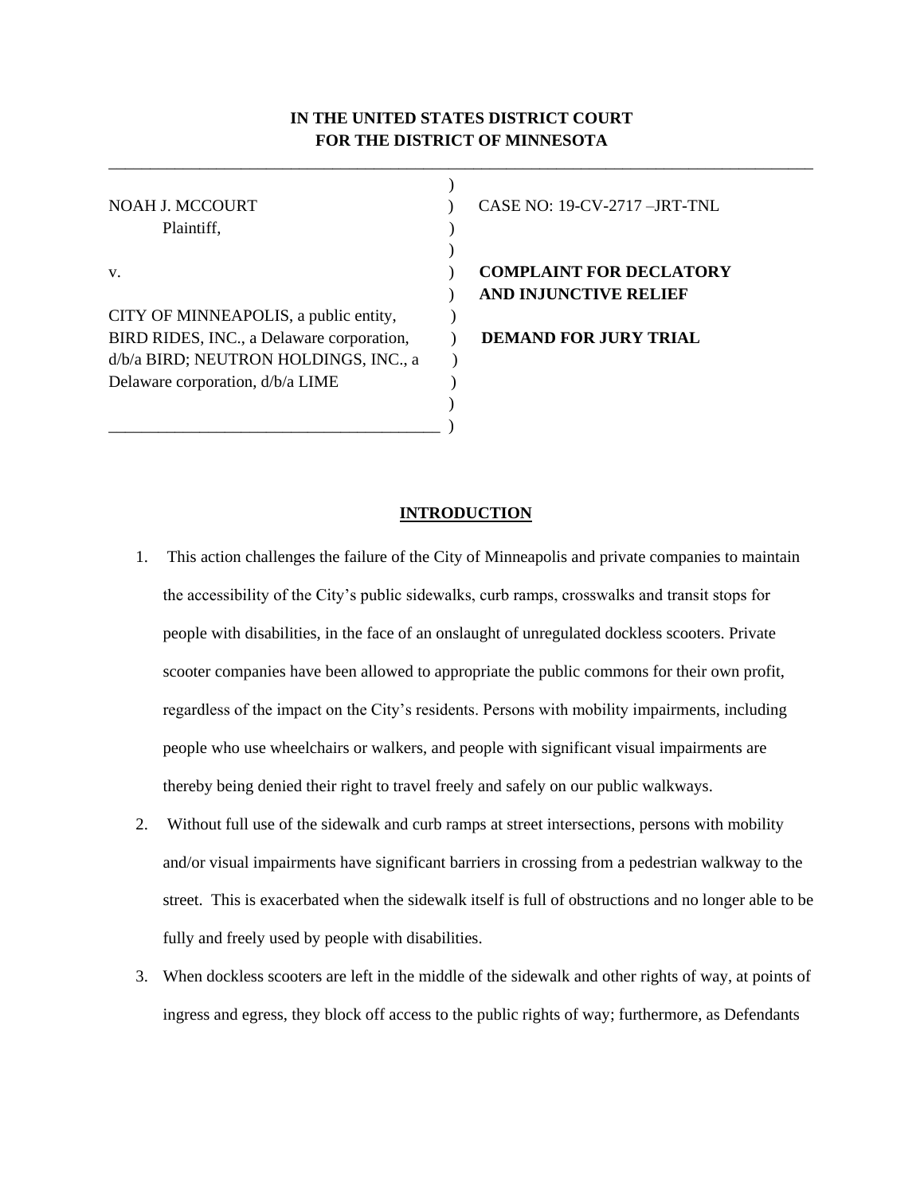**IN THE UNITED STATES DISTRICT COURT**
**FOR THE DISTRICT OF MINNESOTA**

| | |
|---|---|
| NOAH J. MCCOURT<br>Plaintiff, | CASE NO: 19-CV-2717 –JRT-TNL |
| v. | **COMPLAINT FOR DECLATORY AND INJUNCTIVE RELIEF** |
| CITY OF MINNEAPOLIS, a public entity, BIRD RIDES, INC., a Delaware corporation, d/b/a BIRD; NEUTRON HOLDINGS, INC., a Delaware corporation, d/b/a LIME | **DEMAND FOR JURY TRIAL** |

## INTRODUCTION

1. This action challenges the failure of the City of Minneapolis and private companies to maintain the accessibility of the City's public sidewalks, curb ramps, crosswalks and transit stops for people with disabilities, in the face of an onslaught of unregulated dockless scooters. Private scooter companies have been allowed to appropriate the public commons for their own profit, regardless of the impact on the City's residents. Persons with mobility impairments, including people who use wheelchairs or walkers, and people with significant visual impairments are thereby being denied their right to travel freely and safely on our public walkways.

2. Without full use of the sidewalk and curb ramps at street intersections, persons with mobility and/or visual impairments have significant barriers in crossing from a pedestrian walkway to the street. This is exacerbated when the sidewalk itself is full of obstructions and no longer able to be fully and freely used by people with disabilities.

3. When dockless scooters are left in the middle of the sidewalk and other rights of way, at points of ingress and egress, they block off access to the public rights of way; furthermore, as Defendants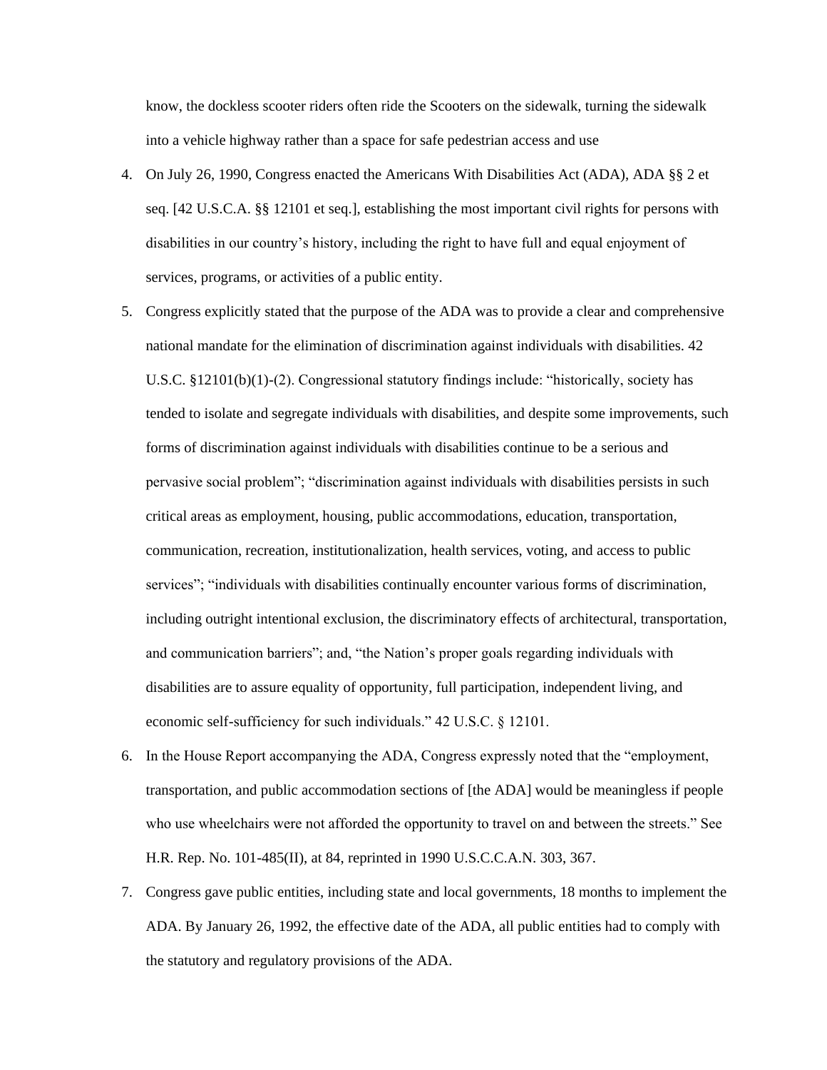know, the dockless scooter riders often ride the Scooters on the sidewalk, turning the sidewalk into a vehicle highway rather than a space for safe pedestrian access and use

4. On July 26, 1990, Congress enacted the Americans With Disabilities Act (ADA), ADA §§ 2 et seq. [42 U.S.C.A. §§ 12101 et seq.], establishing the most important civil rights for persons with disabilities in our country's history, including the right to have full and equal enjoyment of services, programs, or activities of a public entity.

5. Congress explicitly stated that the purpose of the ADA was to provide a clear and comprehensive national mandate for the elimination of discrimination against individuals with disabilities. 42 U.S.C. §12101(b)(1)-(2). Congressional statutory findings include: "historically, society has tended to isolate and segregate individuals with disabilities, and despite some improvements, such forms of discrimination against individuals with disabilities continue to be a serious and pervasive social problem"; "discrimination against individuals with disabilities persists in such critical areas as employment, housing, public accommodations, education, transportation, communication, recreation, institutionalization, health services, voting, and access to public services"; "individuals with disabilities continually encounter various forms of discrimination, including outright intentional exclusion, the discriminatory effects of architectural, transportation, and communication barriers"; and, "the Nation's proper goals regarding individuals with disabilities are to assure equality of opportunity, full participation, independent living, and economic self-sufficiency for such individuals." 42 U.S.C. § 12101.

6. In the House Report accompanying the ADA, Congress expressly noted that the "employment, transportation, and public accommodation sections of [the ADA] would be meaningless if people who use wheelchairs were not afforded the opportunity to travel on and between the streets." See H.R. Rep. No. 101-485(II), at 84, reprinted in 1990 U.S.C.C.A.N. 303, 367.

7. Congress gave public entities, including state and local governments, 18 months to implement the ADA. By January 26, 1992, the effective date of the ADA, all public entities had to comply with the statutory and regulatory provisions of the ADA.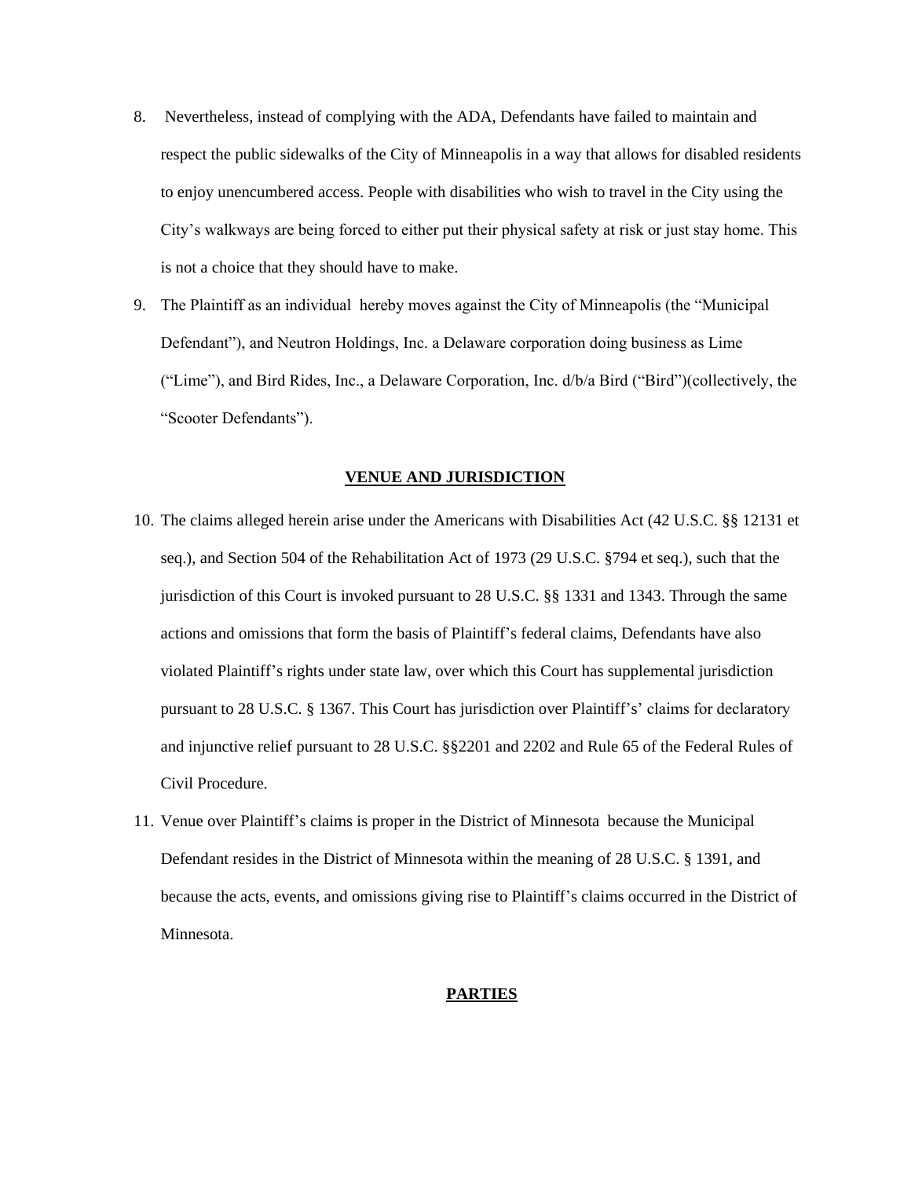8. Nevertheless, instead of complying with the ADA, Defendants have failed to maintain and respect the public sidewalks of the City of Minneapolis in a way that allows for disabled residents to enjoy unencumbered access. People with disabilities who wish to travel in the City using the City's walkways are being forced to either put their physical safety at risk or just stay home. This is not a choice that they should have to make.

9. The Plaintiff as an individual hereby moves against the City of Minneapolis (the "Municipal Defendant"), and Neutron Holdings, Inc. a Delaware corporation doing business as Lime ("Lime"), and Bird Rides, Inc., a Delaware Corporation, Inc. d/b/a Bird ("Bird")(collectively, the "Scooter Defendants").

**VENUE AND JURISDICTION**

10. The claims alleged herein arise under the Americans with Disabilities Act (42 U.S.C. §§ 12131 et seq.), and Section 504 of the Rehabilitation Act of 1973 (29 U.S.C. §794 et seq.), such that the jurisdiction of this Court is invoked pursuant to 28 U.S.C. §§ 1331 and 1343. Through the same actions and omissions that form the basis of Plaintiff's federal claims, Defendants have also violated Plaintiff's rights under state law, over which this Court has supplemental jurisdiction pursuant to 28 U.S.C. § 1367. This Court has jurisdiction over Plaintiff's' claims for declaratory and injunctive relief pursuant to 28 U.S.C. §§2201 and 2202 and Rule 65 of the Federal Rules of Civil Procedure.

11. Venue over Plaintiff's claims is proper in the District of Minnesota because the Municipal Defendant resides in the District of Minnesota within the meaning of 28 U.S.C. § 1391, and because the acts, events, and omissions giving rise to Plaintiff's claims occurred in the District of Minnesota.

**PARTIES**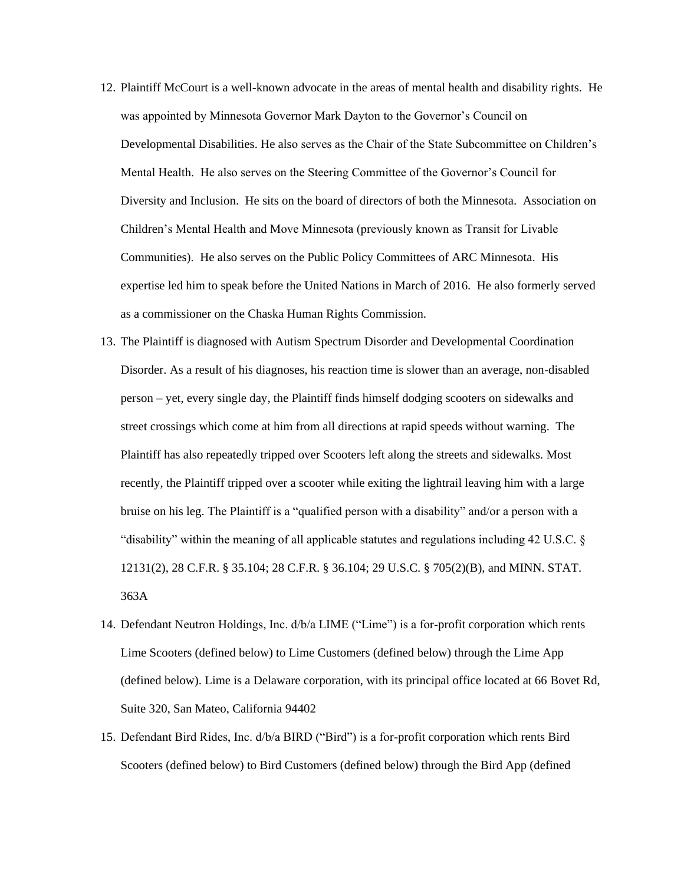12. Plaintiff McCourt is a well-known advocate in the areas of mental health and disability rights. He was appointed by Minnesota Governor Mark Dayton to the Governor's Council on Developmental Disabilities. He also serves as the Chair of the State Subcommittee on Children's Mental Health. He also serves on the Steering Committee of the Governor's Council for Diversity and Inclusion. He sits on the board of directors of both the Minnesota. Association on Children's Mental Health and Move Minnesota (previously known as Transit for Livable Communities). He also serves on the Public Policy Committees of ARC Minnesota. His expertise led him to speak before the United Nations in March of 2016. He also formerly served as a commissioner on the Chaska Human Rights Commission.

13. The Plaintiff is diagnosed with Autism Spectrum Disorder and Developmental Coordination Disorder. As a result of his diagnoses, his reaction time is slower than an average, non-disabled person – yet, every single day, the Plaintiff finds himself dodging scooters on sidewalks and street crossings which come at him from all directions at rapid speeds without warning. The Plaintiff has also repeatedly tripped over Scooters left along the streets and sidewalks. Most recently, the Plaintiff tripped over a scooter while exiting the lightrail leaving him with a large bruise on his leg. The Plaintiff is a "qualified person with a disability" and/or a person with a "disability" within the meaning of all applicable statutes and regulations including 42 U.S.C. § 12131(2), 28 C.F.R. § 35.104; 28 C.F.R. § 36.104; 29 U.S.C. § 705(2)(B), and MINN. STAT. 363A

14. Defendant Neutron Holdings, Inc. d/b/a LIME ("Lime") is a for-profit corporation which rents Lime Scooters (defined below) to Lime Customers (defined below) through the Lime App (defined below). Lime is a Delaware corporation, with its principal office located at 66 Bovet Rd, Suite 320, San Mateo, California 94402

15. Defendant Bird Rides, Inc. d/b/a BIRD ("Bird") is a for-profit corporation which rents Bird Scooters (defined below) to Bird Customers (defined below) through the Bird App (defined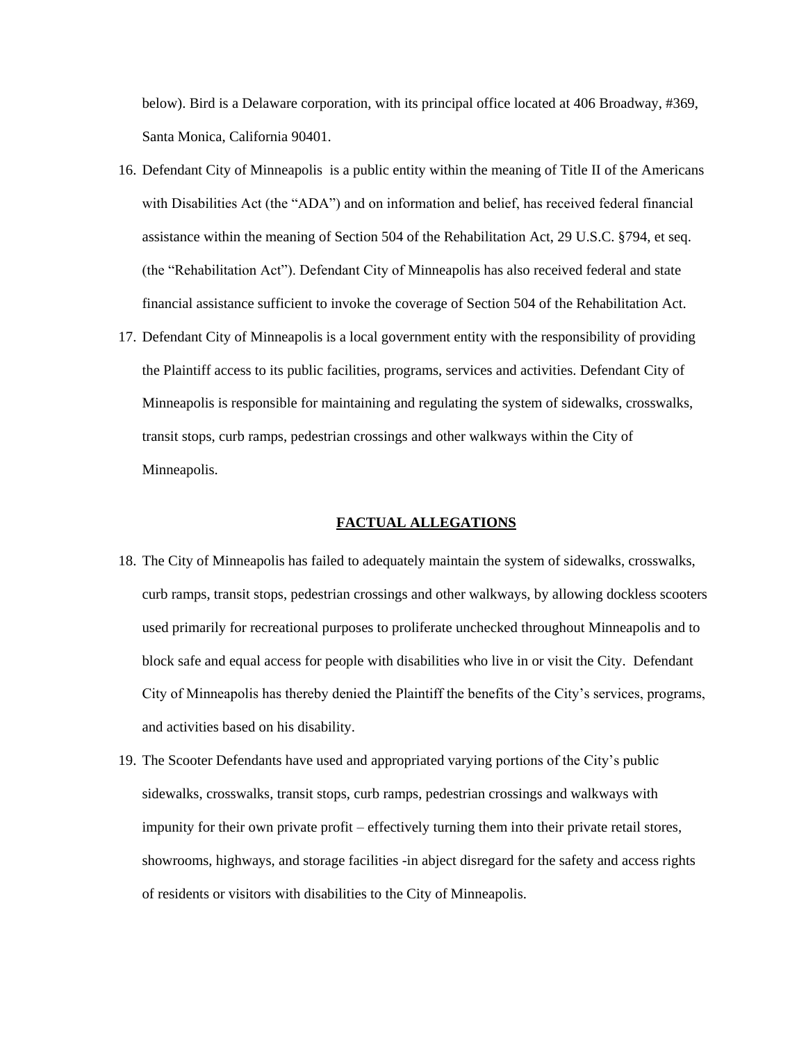below). Bird is a Delaware corporation, with its principal office located at 406 Broadway, #369, Santa Monica, California 90401.

16. Defendant City of Minneapolis is a public entity within the meaning of Title II of the Americans with Disabilities Act (the "ADA") and on information and belief, has received federal financial assistance within the meaning of Section 504 of the Rehabilitation Act, 29 U.S.C. §794, et seq. (the "Rehabilitation Act"). Defendant City of Minneapolis has also received federal and state financial assistance sufficient to invoke the coverage of Section 504 of the Rehabilitation Act.

17. Defendant City of Minneapolis is a local government entity with the responsibility of providing the Plaintiff access to its public facilities, programs, services and activities. Defendant City of Minneapolis is responsible for maintaining and regulating the system of sidewalks, crosswalks, transit stops, curb ramps, pedestrian crossings and other walkways within the City of Minneapolis.

## FACTUAL ALLEGATIONS

18. The City of Minneapolis has failed to adequately maintain the system of sidewalks, crosswalks, curb ramps, transit stops, pedestrian crossings and other walkways, by allowing dockless scooters used primarily for recreational purposes to proliferate unchecked throughout Minneapolis and to block safe and equal access for people with disabilities who live in or visit the City. Defendant City of Minneapolis has thereby denied the Plaintiff the benefits of the City's services, programs, and activities based on his disability.

19. The Scooter Defendants have used and appropriated varying portions of the City's public sidewalks, crosswalks, transit stops, curb ramps, pedestrian crossings and walkways with impunity for their own private profit – effectively turning them into their private retail stores, showrooms, highways, and storage facilities -in abject disregard for the safety and access rights of residents or visitors with disabilities to the City of Minneapolis.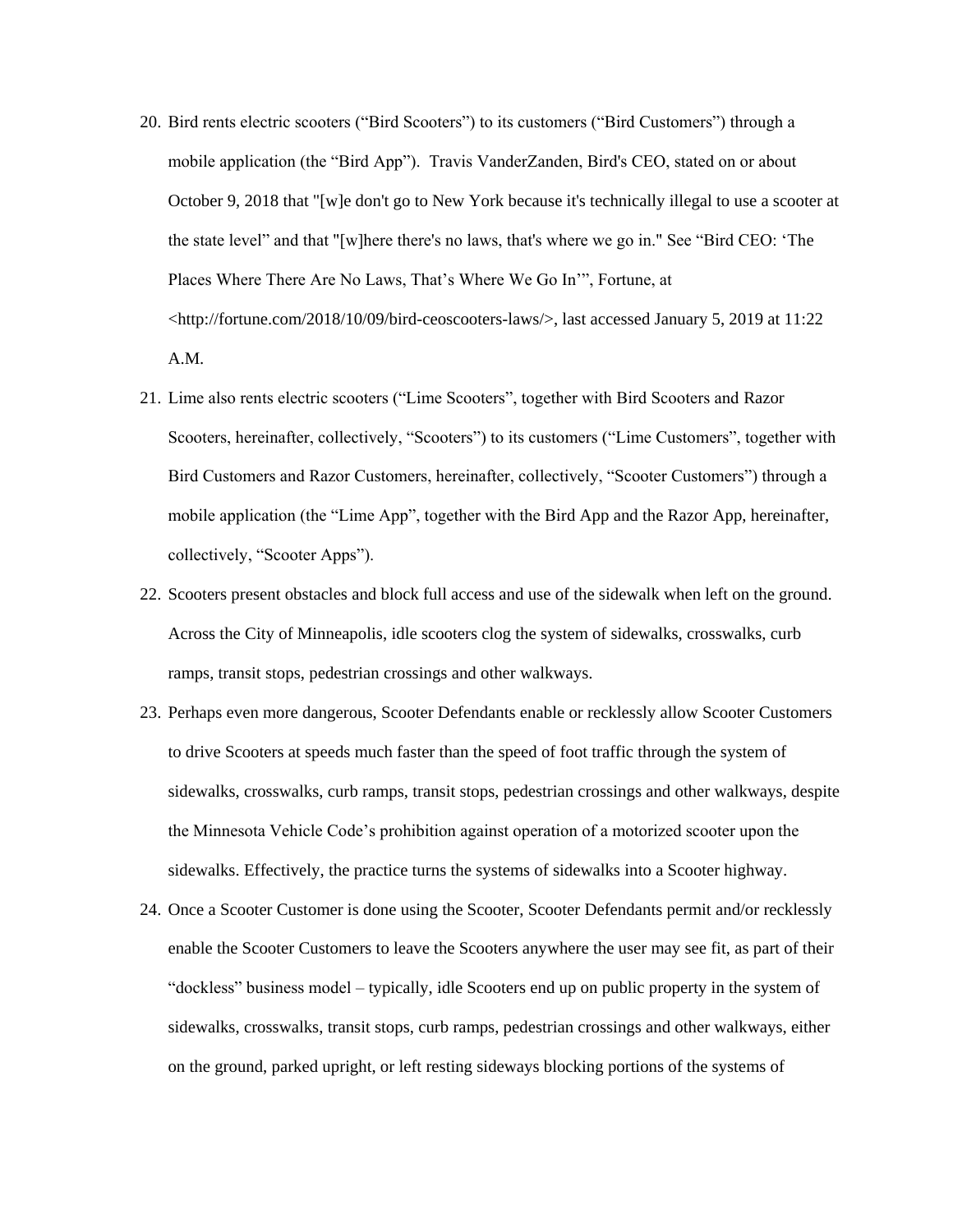20. Bird rents electric scooters ("Bird Scooters") to its customers ("Bird Customers") through a mobile application (the "Bird App"). Travis VanderZanden, Bird's CEO, stated on or about October 9, 2018 that "[w]e don't go to New York because it's technically illegal to use a scooter at the state level" and that "[w]here there's no laws, that's where we go in." See "Bird CEO: 'The Places Where There Are No Laws, That's Where We Go In'", Fortune, at <http://fortune.com/2018/10/09/bird-ceoscooters-laws/>, last accessed January 5, 2019 at 11:22 A.M.

21. Lime also rents electric scooters ("Lime Scooters", together with Bird Scooters and Razor Scooters, hereinafter, collectively, "Scooters") to its customers ("Lime Customers", together with Bird Customers and Razor Customers, hereinafter, collectively, "Scooter Customers") through a mobile application (the "Lime App", together with the Bird App and the Razor App, hereinafter, collectively, "Scooter Apps").

22. Scooters present obstacles and block full access and use of the sidewalk when left on the ground. Across the City of Minneapolis, idle scooters clog the system of sidewalks, crosswalks, curb ramps, transit stops, pedestrian crossings and other walkways.

23. Perhaps even more dangerous, Scooter Defendants enable or recklessly allow Scooter Customers to drive Scooters at speeds much faster than the speed of foot traffic through the system of sidewalks, crosswalks, curb ramps, transit stops, pedestrian crossings and other walkways, despite the Minnesota Vehicle Code's prohibition against operation of a motorized scooter upon the sidewalks. Effectively, the practice turns the systems of sidewalks into a Scooter highway.

24. Once a Scooter Customer is done using the Scooter, Scooter Defendants permit and/or recklessly enable the Scooter Customers to leave the Scooters anywhere the user may see fit, as part of their "dockless" business model – typically, idle Scooters end up on public property in the system of sidewalks, crosswalks, transit stops, curb ramps, pedestrian crossings and other walkways, either on the ground, parked upright, or left resting sideways blocking portions of the systems of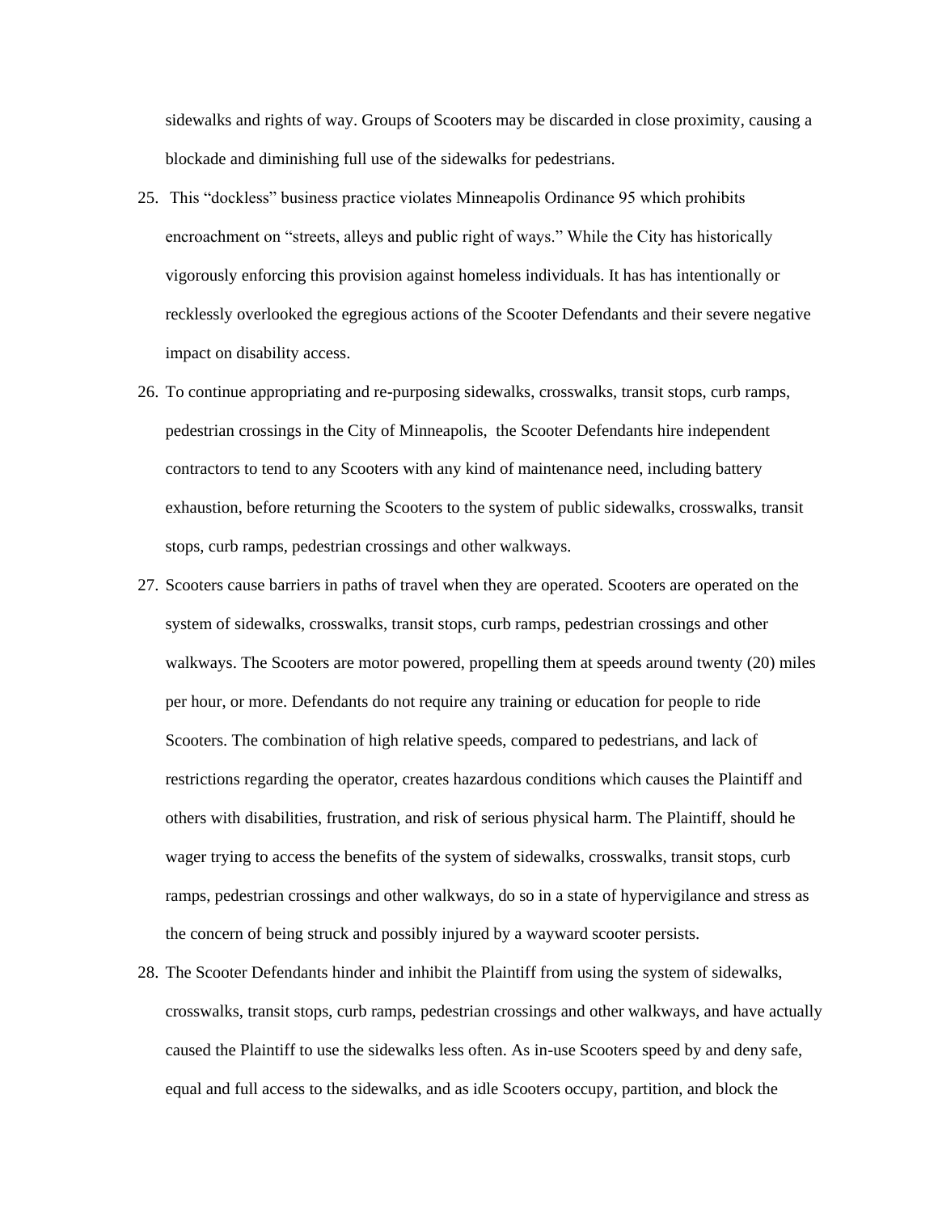sidewalks and rights of way. Groups of Scooters may be discarded in close proximity, causing a blockade and diminishing full use of the sidewalks for pedestrians.

25. This "dockless" business practice violates Minneapolis Ordinance 95 which prohibits encroachment on "streets, alleys and public right of ways." While the City has historically vigorously enforcing this provision against homeless individuals. It has has intentionally or recklessly overlooked the egregious actions of the Scooter Defendants and their severe negative impact on disability access.

26. To continue appropriating and re-purposing sidewalks, crosswalks, transit stops, curb ramps, pedestrian crossings in the City of Minneapolis, the Scooter Defendants hire independent contractors to tend to any Scooters with any kind of maintenance need, including battery exhaustion, before returning the Scooters to the system of public sidewalks, crosswalks, transit stops, curb ramps, pedestrian crossings and other walkways.

27. Scooters cause barriers in paths of travel when they are operated. Scooters are operated on the system of sidewalks, crosswalks, transit stops, curb ramps, pedestrian crossings and other walkways. The Scooters are motor powered, propelling them at speeds around twenty (20) miles per hour, or more. Defendants do not require any training or education for people to ride Scooters. The combination of high relative speeds, compared to pedestrians, and lack of restrictions regarding the operator, creates hazardous conditions which causes the Plaintiff and others with disabilities, frustration, and risk of serious physical harm. The Plaintiff, should he wager trying to access the benefits of the system of sidewalks, crosswalks, transit stops, curb ramps, pedestrian crossings and other walkways, do so in a state of hypervigilance and stress as the concern of being struck and possibly injured by a wayward scooter persists.

28. The Scooter Defendants hinder and inhibit the Plaintiff from using the system of sidewalks, crosswalks, transit stops, curb ramps, pedestrian crossings and other walkways, and have actually caused the Plaintiff to use the sidewalks less often. As in-use Scooters speed by and deny safe, equal and full access to the sidewalks, and as idle Scooters occupy, partition, and block the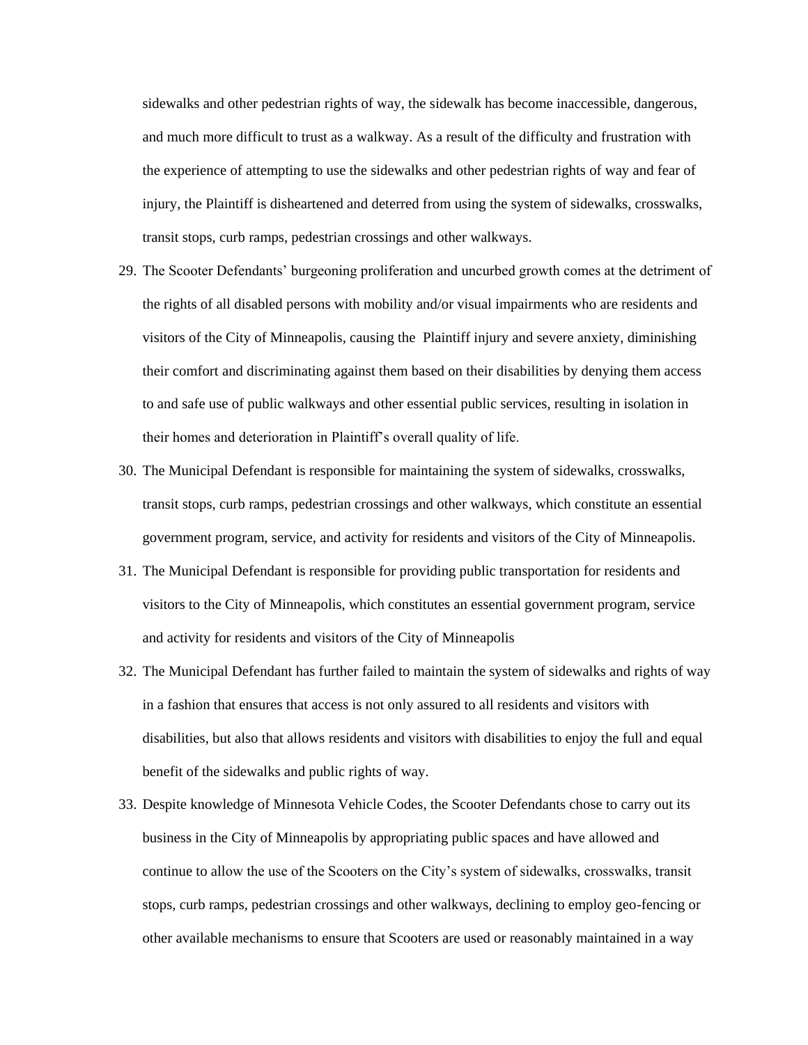sidewalks and other pedestrian rights of way, the sidewalk has become inaccessible, dangerous, and much more difficult to trust as a walkway. As a result of the difficulty and frustration with the experience of attempting to use the sidewalks and other pedestrian rights of way and fear of injury, the Plaintiff is disheartened and deterred from using the system of sidewalks, crosswalks, transit stops, curb ramps, pedestrian crossings and other walkways.

29. The Scooter Defendants' burgeoning proliferation and uncurbed growth comes at the detriment of the rights of all disabled persons with mobility and/or visual impairments who are residents and visitors of the City of Minneapolis, causing the Plaintiff injury and severe anxiety, diminishing their comfort and discriminating against them based on their disabilities by denying them access to and safe use of public walkways and other essential public services, resulting in isolation in their homes and deterioration in Plaintiff's overall quality of life.
30. The Municipal Defendant is responsible for maintaining the system of sidewalks, crosswalks, transit stops, curb ramps, pedestrian crossings and other walkways, which constitute an essential government program, service, and activity for residents and visitors of the City of Minneapolis.
31. The Municipal Defendant is responsible for providing public transportation for residents and visitors to the City of Minneapolis, which constitutes an essential government program, service and activity for residents and visitors of the City of Minneapolis
32. The Municipal Defendant has further failed to maintain the system of sidewalks and rights of way in a fashion that ensures that access is not only assured to all residents and visitors with disabilities, but also that allows residents and visitors with disabilities to enjoy the full and equal benefit of the sidewalks and public rights of way.
33. Despite knowledge of Minnesota Vehicle Codes, the Scooter Defendants chose to carry out its business in the City of Minneapolis by appropriating public spaces and have allowed and continue to allow the use of the Scooters on the City's system of sidewalks, crosswalks, transit stops, curb ramps, pedestrian crossings and other walkways, declining to employ geo-fencing or other available mechanisms to ensure that Scooters are used or reasonably maintained in a way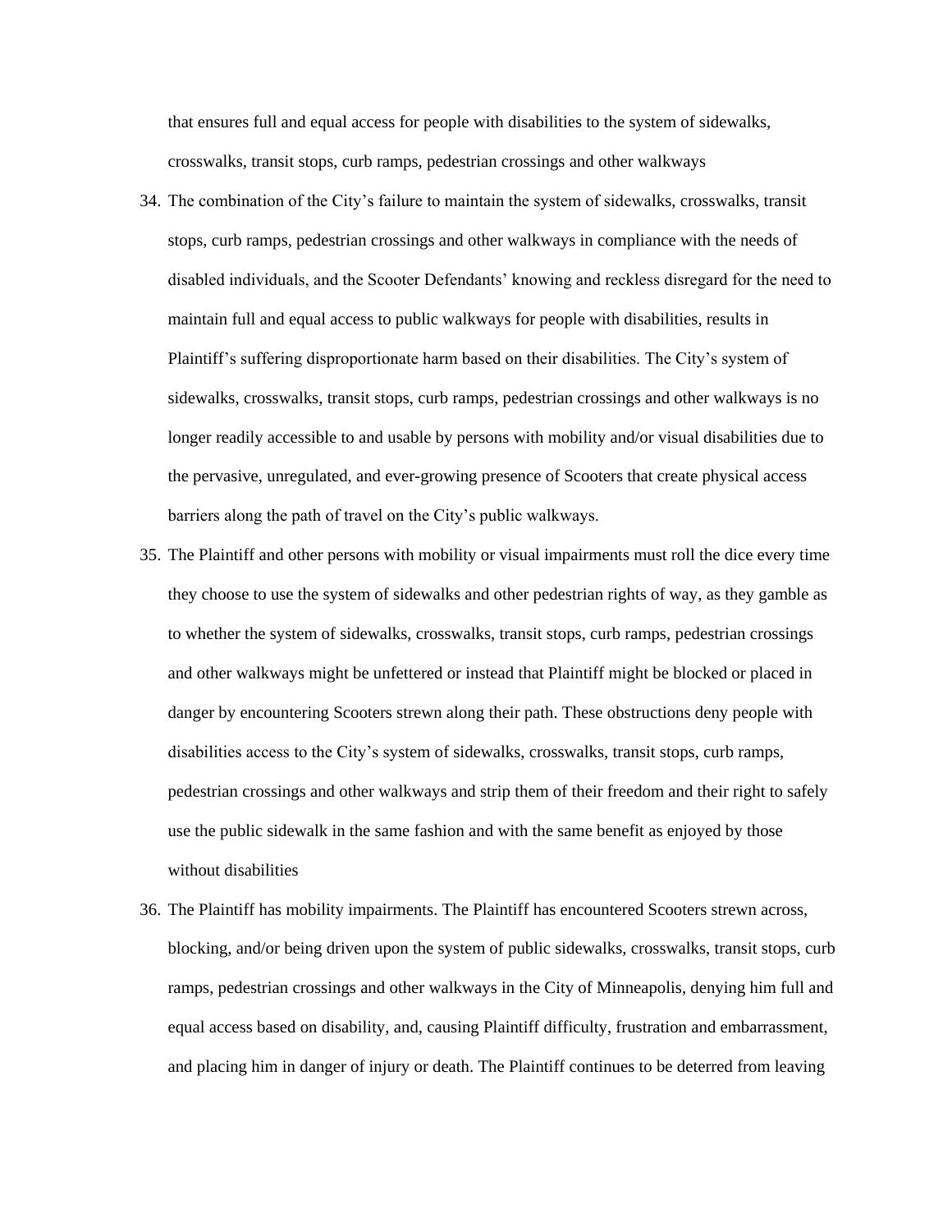that ensures full and equal access for people with disabilities to the system of sidewalks, crosswalks, transit stops, curb ramps, pedestrian crossings and other walkways

34. The combination of the City's failure to maintain the system of sidewalks, crosswalks, transit stops, curb ramps, pedestrian crossings and other walkways in compliance with the needs of disabled individuals, and the Scooter Defendants' knowing and reckless disregard for the need to maintain full and equal access to public walkways for people with disabilities, results in Plaintiff's suffering disproportionate harm based on their disabilities. The City's system of sidewalks, crosswalks, transit stops, curb ramps, pedestrian crossings and other walkways is no longer readily accessible to and usable by persons with mobility and/or visual disabilities due to the pervasive, unregulated, and ever-growing presence of Scooters that create physical access barriers along the path of travel on the City's public walkways.

35. The Plaintiff and other persons with mobility or visual impairments must roll the dice every time they choose to use the system of sidewalks and other pedestrian rights of way, as they gamble as to whether the system of sidewalks, crosswalks, transit stops, curb ramps, pedestrian crossings and other walkways might be unfettered or instead that Plaintiff might be blocked or placed in danger by encountering Scooters strewn along their path. These obstructions deny people with disabilities access to the City's system of sidewalks, crosswalks, transit stops, curb ramps, pedestrian crossings and other walkways and strip them of their freedom and their right to safely use the public sidewalk in the same fashion and with the same benefit as enjoyed by those without disabilities

36. The Plaintiff has mobility impairments. The Plaintiff has encountered Scooters strewn across, blocking, and/or being driven upon the system of public sidewalks, crosswalks, transit stops, curb ramps, pedestrian crossings and other walkways in the City of Minneapolis, denying him full and equal access based on disability, and, causing Plaintiff difficulty, frustration and embarrassment, and placing him in danger of injury or death. The Plaintiff continues to be deterred from leaving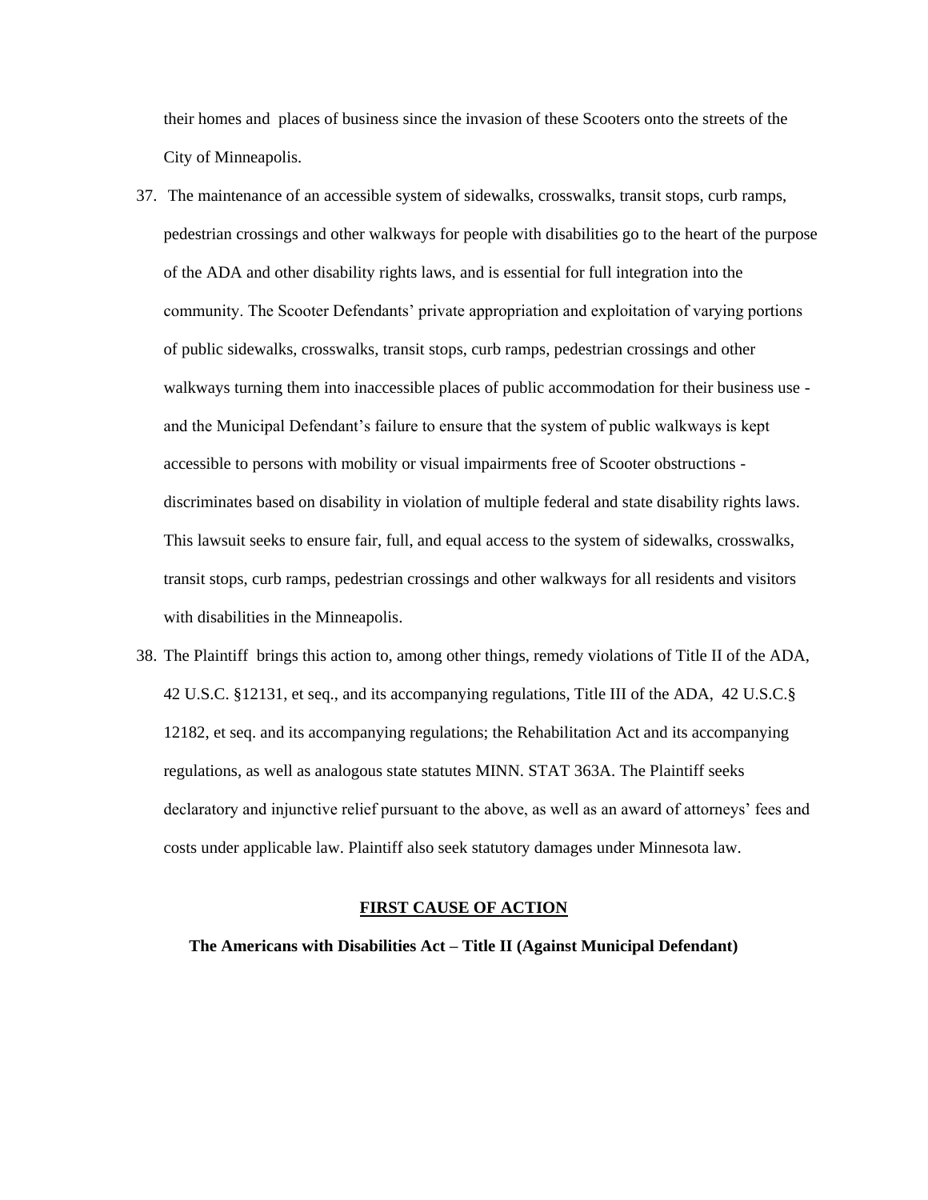their homes and places of business since the invasion of these Scooters onto the streets of the City of Minneapolis.

37. The maintenance of an accessible system of sidewalks, crosswalks, transit stops, curb ramps, pedestrian crossings and other walkways for people with disabilities go to the heart of the purpose of the ADA and other disability rights laws, and is essential for full integration into the community. The Scooter Defendants' private appropriation and exploitation of varying portions of public sidewalks, crosswalks, transit stops, curb ramps, pedestrian crossings and other walkways turning them into inaccessible places of public accommodation for their business use - and the Municipal Defendant's failure to ensure that the system of public walkways is kept accessible to persons with mobility or visual impairments free of Scooter obstructions - discriminates based on disability in violation of multiple federal and state disability rights laws. This lawsuit seeks to ensure fair, full, and equal access to the system of sidewalks, crosswalks, transit stops, curb ramps, pedestrian crossings and other walkways for all residents and visitors with disabilities in the Minneapolis.

38. The Plaintiff brings this action to, among other things, remedy violations of Title II of the ADA, 42 U.S.C. §12131, et seq., and its accompanying regulations, Title III of the ADA, 42 U.S.C.§ 12182, et seq. and its accompanying regulations; the Rehabilitation Act and its accompanying regulations, as well as analogous state statutes MINN. STAT 363A. The Plaintiff seeks declaratory and injunctive relief pursuant to the above, as well as an award of attorneys' fees and costs under applicable law. Plaintiff also seek statutory damages under Minnesota law.

## FIRST CAUSE OF ACTION

**The Americans with Disabilities Act – Title II (Against Municipal Defendant)**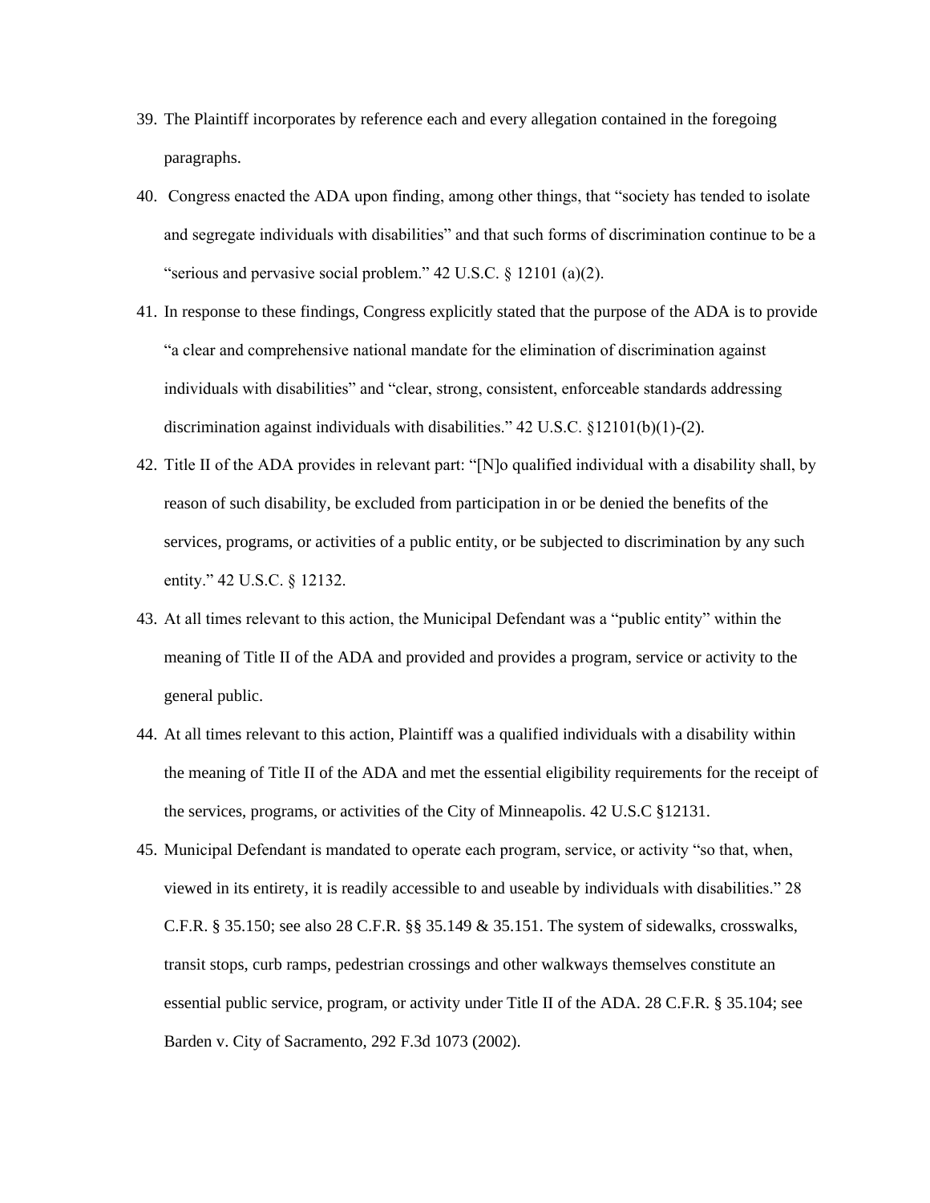39. The Plaintiff incorporates by reference each and every allegation contained in the foregoing paragraphs.

40. Congress enacted the ADA upon finding, among other things, that "society has tended to isolate and segregate individuals with disabilities" and that such forms of discrimination continue to be a "serious and pervasive social problem." 42 U.S.C. § 12101 (a)(2).

41. In response to these findings, Congress explicitly stated that the purpose of the ADA is to provide "a clear and comprehensive national mandate for the elimination of discrimination against individuals with disabilities" and "clear, strong, consistent, enforceable standards addressing discrimination against individuals with disabilities." 42 U.S.C. §12101(b)(1)-(2).

42. Title II of the ADA provides in relevant part: "[N]o qualified individual with a disability shall, by reason of such disability, be excluded from participation in or be denied the benefits of the services, programs, or activities of a public entity, or be subjected to discrimination by any such entity." 42 U.S.C. § 12132.

43. At all times relevant to this action, the Municipal Defendant was a "public entity" within the meaning of Title II of the ADA and provided and provides a program, service or activity to the general public.

44. At all times relevant to this action, Plaintiff was a qualified individuals with a disability within the meaning of Title II of the ADA and met the essential eligibility requirements for the receipt of the services, programs, or activities of the City of Minneapolis. 42 U.S.C §12131.

45. Municipal Defendant is mandated to operate each program, service, or activity "so that, when, viewed in its entirety, it is readily accessible to and useable by individuals with disabilities." 28 C.F.R. § 35.150; see also 28 C.F.R. §§ 35.149 & 35.151. The system of sidewalks, crosswalks, transit stops, curb ramps, pedestrian crossings and other walkways themselves constitute an essential public service, program, or activity under Title II of the ADA. 28 C.F.R. § 35.104; see Barden v. City of Sacramento, 292 F.3d 1073 (2002).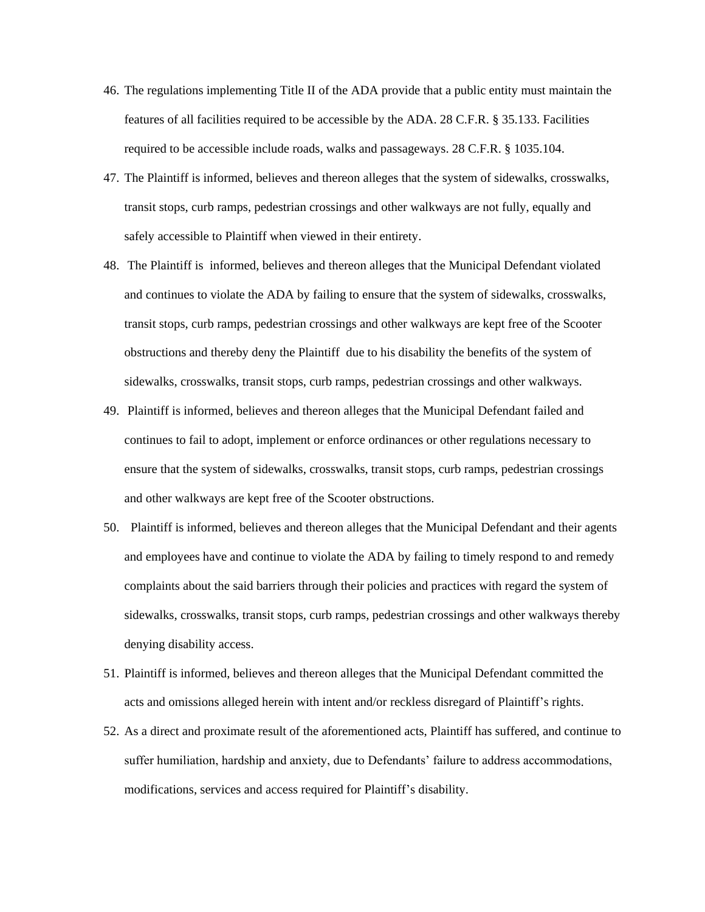46. The regulations implementing Title II of the ADA provide that a public entity must maintain the features of all facilities required to be accessible by the ADA. 28 C.F.R. § 35.133. Facilities required to be accessible include roads, walks and passageways. 28 C.F.R. § 1035.104.

47. The Plaintiff is informed, believes and thereon alleges that the system of sidewalks, crosswalks, transit stops, curb ramps, pedestrian crossings and other walkways are not fully, equally and safely accessible to Plaintiff when viewed in their entirety.

48. The Plaintiff is informed, believes and thereon alleges that the Municipal Defendant violated and continues to violate the ADA by failing to ensure that the system of sidewalks, crosswalks, transit stops, curb ramps, pedestrian crossings and other walkways are kept free of the Scooter obstructions and thereby deny the Plaintiff due to his disability the benefits of the system of sidewalks, crosswalks, transit stops, curb ramps, pedestrian crossings and other walkways.

49. Plaintiff is informed, believes and thereon alleges that the Municipal Defendant failed and continues to fail to adopt, implement or enforce ordinances or other regulations necessary to ensure that the system of sidewalks, crosswalks, transit stops, curb ramps, pedestrian crossings and other walkways are kept free of the Scooter obstructions.

50. Plaintiff is informed, believes and thereon alleges that the Municipal Defendant and their agents and employees have and continue to violate the ADA by failing to timely respond to and remedy complaints about the said barriers through their policies and practices with regard the system of sidewalks, crosswalks, transit stops, curb ramps, pedestrian crossings and other walkways thereby denying disability access.

51. Plaintiff is informed, believes and thereon alleges that the Municipal Defendant committed the acts and omissions alleged herein with intent and/or reckless disregard of Plaintiff's rights.

52. As a direct and proximate result of the aforementioned acts, Plaintiff has suffered, and continue to suffer humiliation, hardship and anxiety, due to Defendants' failure to address accommodations, modifications, services and access required for Plaintiff's disability.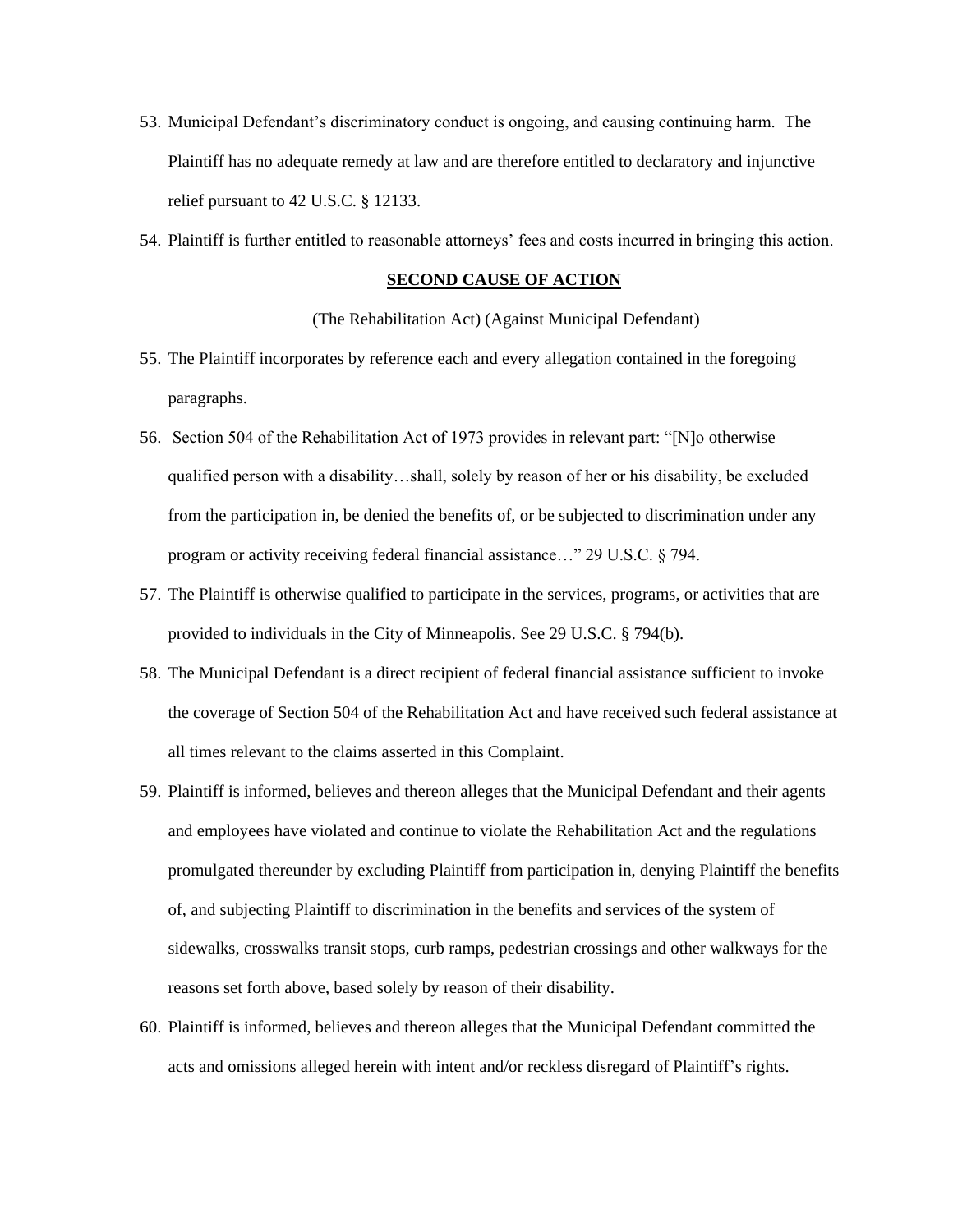53. Municipal Defendant's discriminatory conduct is ongoing, and causing continuing harm. The Plaintiff has no adequate remedy at law and are therefore entitled to declaratory and injunctive relief pursuant to 42 U.S.C. § 12133.

54. Plaintiff is further entitled to reasonable attorneys' fees and costs incurred in bringing this action.

## SECOND CAUSE OF ACTION

(The Rehabilitation Act) (Against Municipal Defendant)

55. The Plaintiff incorporates by reference each and every allegation contained in the foregoing paragraphs.

56. Section 504 of the Rehabilitation Act of 1973 provides in relevant part: "[N]o otherwise qualified person with a disability…shall, solely by reason of her or his disability, be excluded from the participation in, be denied the benefits of, or be subjected to discrimination under any program or activity receiving federal financial assistance…" 29 U.S.C. § 794.

57. The Plaintiff is otherwise qualified to participate in the services, programs, or activities that are provided to individuals in the City of Minneapolis. See 29 U.S.C. § 794(b).

58. The Municipal Defendant is a direct recipient of federal financial assistance sufficient to invoke the coverage of Section 504 of the Rehabilitation Act and have received such federal assistance at all times relevant to the claims asserted in this Complaint.

59. Plaintiff is informed, believes and thereon alleges that the Municipal Defendant and their agents and employees have violated and continue to violate the Rehabilitation Act and the regulations promulgated thereunder by excluding Plaintiff from participation in, denying Plaintiff the benefits of, and subjecting Plaintiff to discrimination in the benefits and services of the system of sidewalks, crosswalks transit stops, curb ramps, pedestrian crossings and other walkways for the reasons set forth above, based solely by reason of their disability.

60. Plaintiff is informed, believes and thereon alleges that the Municipal Defendant committed the acts and omissions alleged herein with intent and/or reckless disregard of Plaintiff's rights.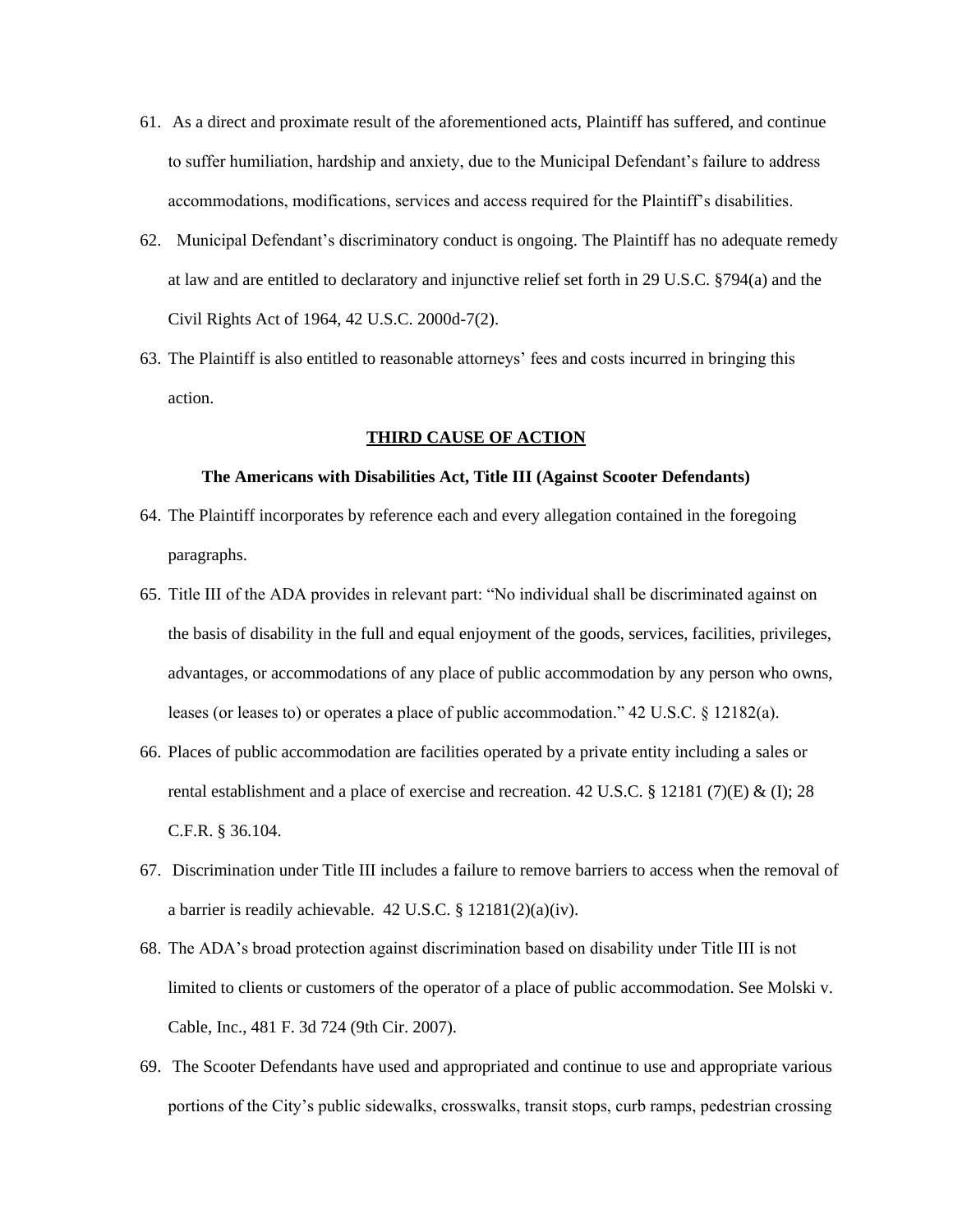61. As a direct and proximate result of the aforementioned acts, Plaintiff has suffered, and continue to suffer humiliation, hardship and anxiety, due to the Municipal Defendant's failure to address accommodations, modifications, services and access required for the Plaintiff's disabilities.

62. Municipal Defendant's discriminatory conduct is ongoing. The Plaintiff has no adequate remedy at law and are entitled to declaratory and injunctive relief set forth in 29 U.S.C. §794(a) and the Civil Rights Act of 1964, 42 U.S.C. 2000d-7(2).

63. The Plaintiff is also entitled to reasonable attorneys' fees and costs incurred in bringing this action.

## THIRD CAUSE OF ACTION

### The Americans with Disabilities Act, Title III (Against Scooter Defendants)

64. The Plaintiff incorporates by reference each and every allegation contained in the foregoing paragraphs.

65. Title III of the ADA provides in relevant part: "No individual shall be discriminated against on the basis of disability in the full and equal enjoyment of the goods, services, facilities, privileges, advantages, or accommodations of any place of public accommodation by any person who owns, leases (or leases to) or operates a place of public accommodation." 42 U.S.C. § 12182(a).

66. Places of public accommodation are facilities operated by a private entity including a sales or rental establishment and a place of exercise and recreation. 42 U.S.C. § 12181 (7)(E) & (I); 28 C.F.R. § 36.104.

67. Discrimination under Title III includes a failure to remove barriers to access when the removal of a barrier is readily achievable. 42 U.S.C. § 12181(2)(a)(iv).

68. The ADA's broad protection against discrimination based on disability under Title III is not limited to clients or customers of the operator of a place of public accommodation. See Molski v. Cable, Inc., 481 F. 3d 724 (9th Cir. 2007).

69. The Scooter Defendants have used and appropriated and continue to use and appropriate various portions of the City's public sidewalks, crosswalks, transit stops, curb ramps, pedestrian crossing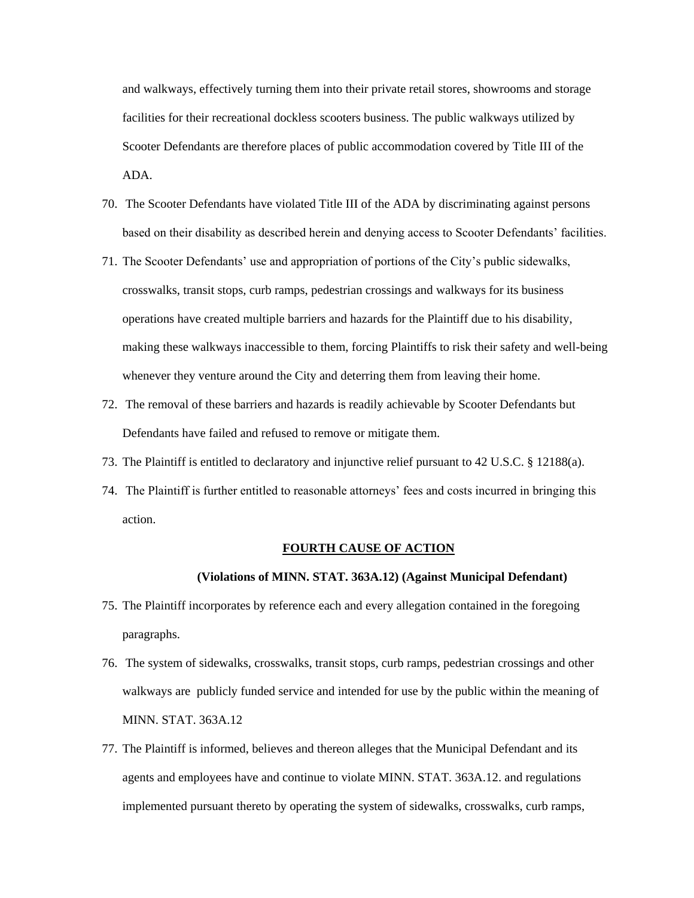and walkways, effectively turning them into their private retail stores, showrooms and storage facilities for their recreational dockless scooters business. The public walkways utilized by Scooter Defendants are therefore places of public accommodation covered by Title III of the ADA.

70. The Scooter Defendants have violated Title III of the ADA by discriminating against persons based on their disability as described herein and denying access to Scooter Defendants' facilities.

71. The Scooter Defendants' use and appropriation of portions of the City's public sidewalks, crosswalks, transit stops, curb ramps, pedestrian crossings and walkways for its business operations have created multiple barriers and hazards for the Plaintiff due to his disability, making these walkways inaccessible to them, forcing Plaintiffs to risk their safety and well-being whenever they venture around the City and deterring them from leaving their home.

72. The removal of these barriers and hazards is readily achievable by Scooter Defendants but Defendants have failed and refused to remove or mitigate them.

73. The Plaintiff is entitled to declaratory and injunctive relief pursuant to 42 U.S.C. § 12188(a).

74. The Plaintiff is further entitled to reasonable attorneys' fees and costs incurred in bringing this action.

**FOURTH CAUSE OF ACTION**

**(Violations of MINN. STAT. 363A.12) (Against Municipal Defendant)**

75. The Plaintiff incorporates by reference each and every allegation contained in the foregoing paragraphs.

76. The system of sidewalks, crosswalks, transit stops, curb ramps, pedestrian crossings and other walkways are publicly funded service and intended for use by the public within the meaning of MINN. STAT. 363A.12

77. The Plaintiff is informed, believes and thereon alleges that the Municipal Defendant and its agents and employees have and continue to violate MINN. STAT. 363A.12. and regulations implemented pursuant thereto by operating the system of sidewalks, crosswalks, curb ramps,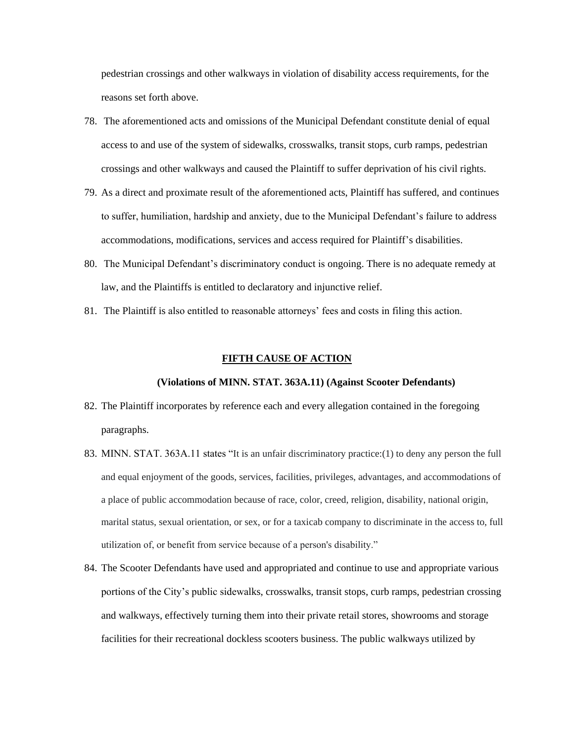pedestrian crossings and other walkways in violation of disability access requirements, for the reasons set forth above.

78. The aforementioned acts and omissions of the Municipal Defendant constitute denial of equal access to and use of the system of sidewalks, crosswalks, transit stops, curb ramps, pedestrian crossings and other walkways and caused the Plaintiff to suffer deprivation of his civil rights.
79. As a direct and proximate result of the aforementioned acts, Plaintiff has suffered, and continues to suffer, humiliation, hardship and anxiety, due to the Municipal Defendant's failure to address accommodations, modifications, services and access required for Plaintiff's disabilities.
80. The Municipal Defendant's discriminatory conduct is ongoing. There is no adequate remedy at law, and the Plaintiffs is entitled to declaratory and injunctive relief.
81. The Plaintiff is also entitled to reasonable attorneys' fees and costs in filing this action.

**FIFTH CAUSE OF ACTION**

**(Violations of MINN. STAT. 363A.11) (Against Scooter Defendants)**

82. The Plaintiff incorporates by reference each and every allegation contained in the foregoing paragraphs.
83. MINN. STAT. 363A.11 states "It is an unfair discriminatory practice:(1) to deny any person the full and equal enjoyment of the goods, services, facilities, privileges, advantages, and accommodations of a place of public accommodation because of race, color, creed, religion, disability, national origin, marital status, sexual orientation, or sex, or for a taxicab company to discriminate in the access to, full utilization of, or benefit from service because of a person's disability."
84. The Scooter Defendants have used and appropriated and continue to use and appropriate various portions of the City's public sidewalks, crosswalks, transit stops, curb ramps, pedestrian crossing and walkways, effectively turning them into their private retail stores, showrooms and storage facilities for their recreational dockless scooters business. The public walkways utilized by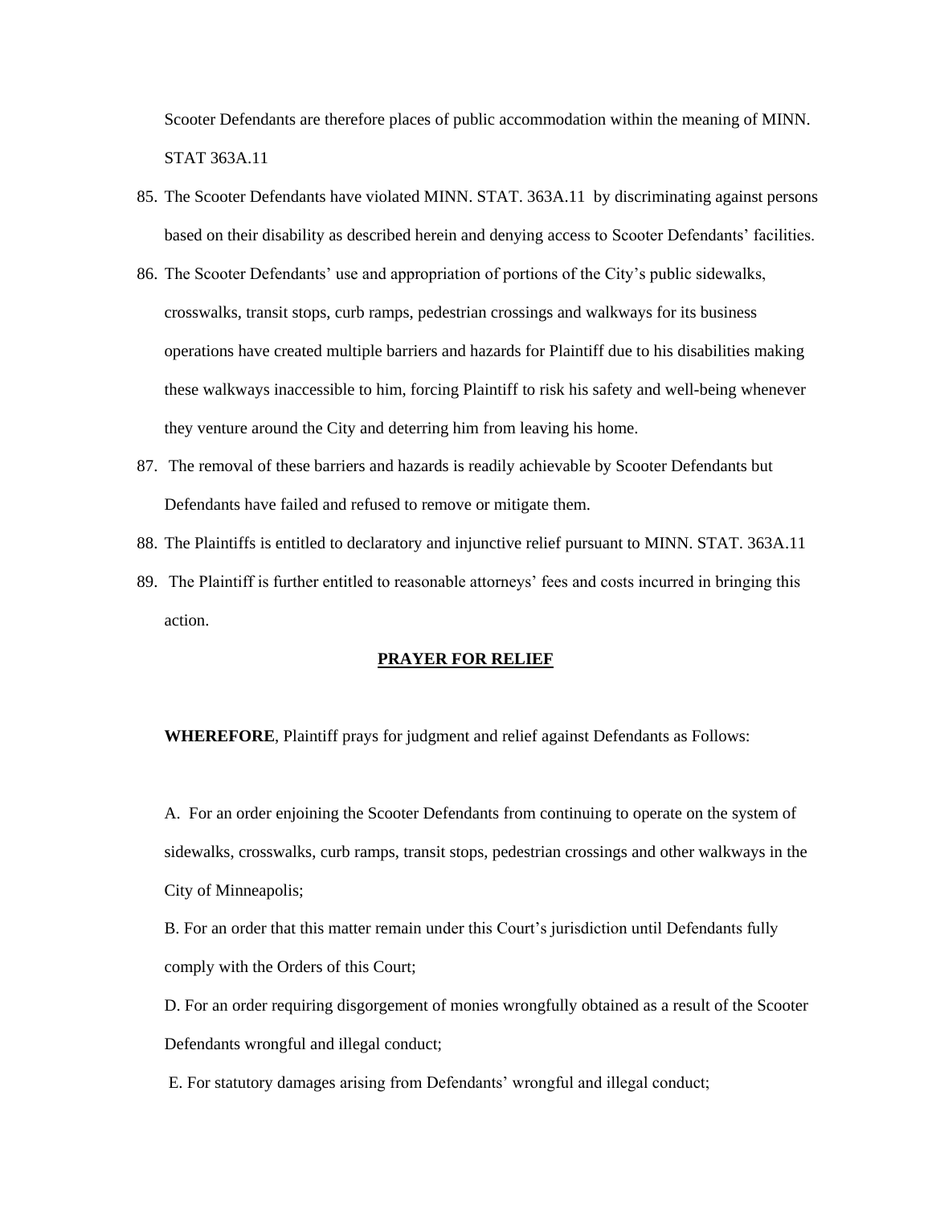Scooter Defendants are therefore places of public accommodation within the meaning of MINN. STAT 363A.11

85. The Scooter Defendants have violated MINN. STAT. 363A.11 by discriminating against persons based on their disability as described herein and denying access to Scooter Defendants' facilities.
86. The Scooter Defendants' use and appropriation of portions of the City's public sidewalks, crosswalks, transit stops, curb ramps, pedestrian crossings and walkways for its business operations have created multiple barriers and hazards for Plaintiff due to his disabilities making these walkways inaccessible to him, forcing Plaintiff to risk his safety and well-being whenever they venture around the City and deterring him from leaving his home.
87. The removal of these barriers and hazards is readily achievable by Scooter Defendants but Defendants have failed and refused to remove or mitigate them.
88. The Plaintiffs is entitled to declaratory and injunctive relief pursuant to MINN. STAT. 363A.11
89. The Plaintiff is further entitled to reasonable attorneys' fees and costs incurred in bringing this action.

## PRAYER FOR RELIEF

**WHEREFORE**, Plaintiff prays for judgment and relief against Defendants as Follows:

A. For an order enjoining the Scooter Defendants from continuing to operate on the system of sidewalks, crosswalks, curb ramps, transit stops, pedestrian crossings and other walkways in the City of Minneapolis;

B. For an order that this matter remain under this Court's jurisdiction until Defendants fully comply with the Orders of this Court;

D. For an order requiring disgorgement of monies wrongfully obtained as a result of the Scooter Defendants wrongful and illegal conduct;

E. For statutory damages arising from Defendants' wrongful and illegal conduct;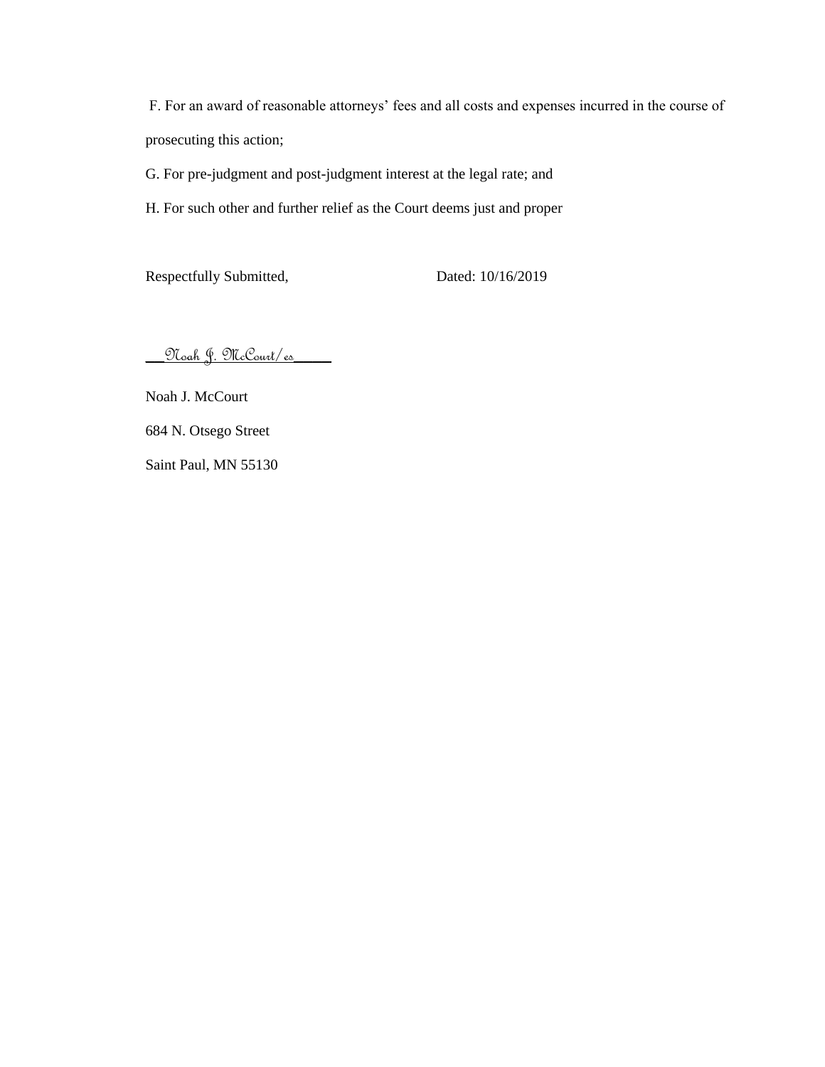F. For an award of reasonable attorneys' fees and all costs and expenses incurred in the course of prosecuting this action;

G. For pre-judgment and post-judgment interest at the legal rate; and

H. For such other and further relief as the Court deems just and proper

Respectfully Submitted, Dated: 10/16/2019

___Noah J. McCourt/es_____

Noah J. McCourt

684 N. Otsego Street

Saint Paul, MN 55130